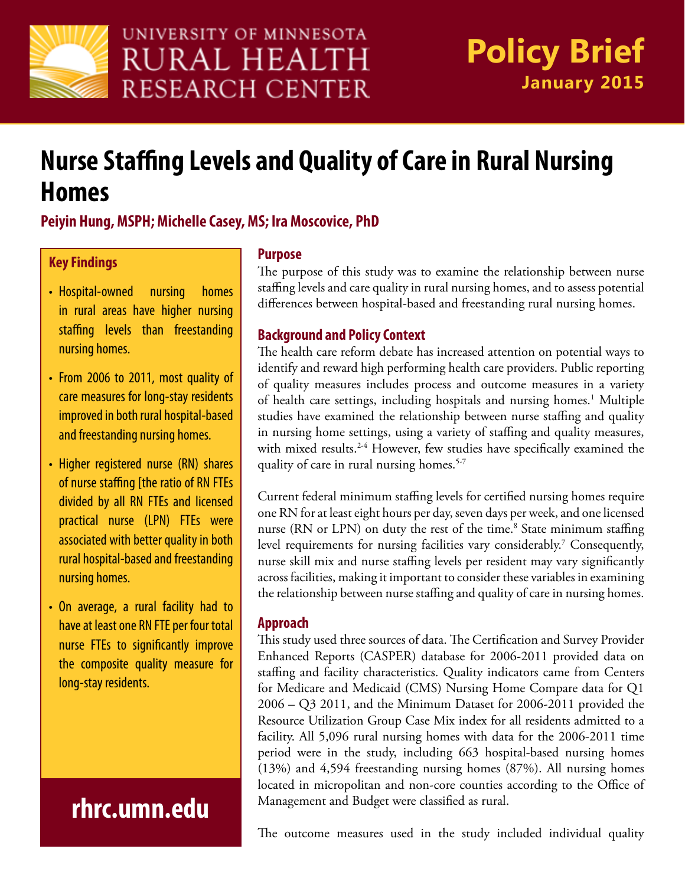University of Minnesota Rural Health Research Center

**Policy Brief**
**January 2015**

# Nurse Staffing Levels and Quality of Care in Rural Nursing Homes

**Peiyin Hung, MSPH; Michelle Casey, MS; Ira Moscovice, PhD**

## Key Findings

- Hospital-owned nursing homes in rural areas have higher nursing staffing levels than freestanding nursing homes.
- From 2006 to 2011, most quality of care measures for long-stay residents improved in both rural hospital-based and freestanding nursing homes.
- Higher registered nurse (RN) shares of nurse staffing [the ratio of RN FTEs divided by all RN FTEs and licensed practical nurse (LPN) FTEs were associated with better quality in both rural hospital-based and freestanding nursing homes.
- On average, a rural facility had to have at least one RN FTE per four total nurse FTEs to significantly improve the composite quality measure for long-stay residents.

**rhrc.umn.edu**

## Purpose

The purpose of this study was to examine the relationship between nurse staffing levels and care quality in rural nursing homes, and to assess potential differences between hospital-based and freestanding rural nursing homes.

## Background and Policy Context

The health care reform debate has increased attention on potential ways to identify and reward high performing health care providers. Public reporting of quality measures includes process and outcome measures in a variety of health care settings, including hospitals and nursing homes.[1] Multiple studies have examined the relationship between nurse staffing and quality in nursing home settings, using a variety of staffing and quality measures, with mixed results.[2-4] However, few studies have specifically examined the quality of care in rural nursing homes.[5-7]

Current federal minimum staffing levels for certified nursing homes require one RN for at least eight hours per day, seven days per week, and one licensed nurse (RN or LPN) on duty the rest of the time.[8] State minimum staffing level requirements for nursing facilities vary considerably.[7] Consequently, nurse skill mix and nurse staffing levels per resident may vary significantly across facilities, making it important to consider these variables in examining the relationship between nurse staffing and quality of care in nursing homes.

## Approach

This study used three sources of data. The Certification and Survey Provider Enhanced Reports (CASPER) database for 2006-2011 provided data on staffing and facility characteristics. Quality indicators came from Centers for Medicare and Medicaid (CMS) Nursing Home Compare data for Q1 2006 – Q3 2011, and the Minimum Dataset for 2006-2011 provided the Resource Utilization Group Case Mix index for all residents admitted to a facility. All 5,096 rural nursing homes with data for the 2006-2011 time period were in the study, including 663 hospital-based nursing homes (13%) and 4,594 freestanding nursing homes (87%). All nursing homes located in micropolitan and non-core counties according to the Office of Management and Budget were classified as rural.

The outcome measures used in the study included individual quality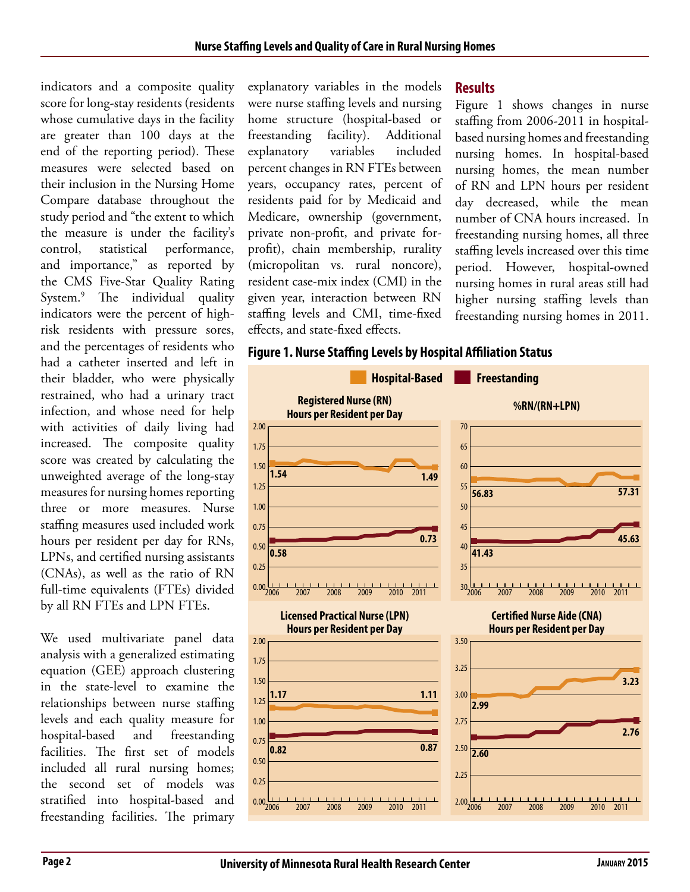indicators and a composite quality score for long-stay residents (residents whose cumulative days in the facility are greater than 100 days at the end of the reporting period). These measures were selected based on their inclusion in the Nursing Home Compare database throughout the study period and "the extent to which the measure is under the facility's control, statistical performance, and importance," as reported by the CMS Five-Star Quality Rating System.[9] The individual quality indicators were the percent of high-risk residents with pressure sores, and the percentages of residents who had a catheter inserted and left in their bladder, who were physically restrained, who had a urinary tract infection, and whose need for help with activities of daily living had increased. The composite quality score was created by calculating the unweighted average of the long-stay measures for nursing homes reporting three or more measures. Nurse staffing measures used included work hours per resident per day for RNs, LPNs, and certified nursing assistants (CNAs), as well as the ratio of RN full-time equivalents (FTEs) divided by all RN FTEs and LPN FTEs.

We used multivariate panel data analysis with a generalized estimating equation (GEE) approach clustering in the state-level to examine the relationships between nurse staffing levels and each quality measure for hospital-based and freestanding facilities. The first set of models included all rural nursing homes; the second set of models was stratified into hospital-based and freestanding facilities. The primary explanatory variables in the models were nurse staffing levels and nursing home structure (hospital-based or freestanding facility). Additional explanatory variables included percent changes in RN FTEs between years, occupancy rates, percent of residents paid for by Medicaid and Medicare, ownership (government, private non-profit, and private for-profit), chain membership, rurality (micropolitan vs. rural noncore), resident case-mix index (CMI) in the given year, interaction between RN staffing levels and CMI, time-fixed effects, and state-fixed effects.

## Results

Figure 1 shows changes in nurse staffing from 2006-2011 in hospital-based nursing homes and freestanding nursing homes. In hospital-based nursing homes, the mean number of RN and LPN hours per resident day decreased, while the mean number of CNA hours increased. In freestanding nursing homes, all three staffing levels increased over this time period. However, hospital-owned nursing homes in rural areas still had higher nursing staffing levels than freestanding nursing homes in 2011.

**Figure 1. Nurse Staffing Levels by Hospital Affiliation Status**

| Measure | Hospital-Based 2006 | Hospital-Based 2011 | Freestanding 2006 | Freestanding 2011 |
|---|---|---|---|---|
| Registered Nurse (RN) Hours per Resident per Day | 1.54 | 1.49 | 0.58 | 0.73 |
| %RN/(RN+LPN) | 56.83 | 57.31 | 41.43 | 45.63 |
| Licensed Practical Nurse (LPN) Hours per Resident per Day | 1.17 | 1.11 | 0.82 | 0.87 |
| Certified Nurse Aide (CNA) Hours per Resident per Day | 2.99 | 3.23 | 2.60 | 2.76 |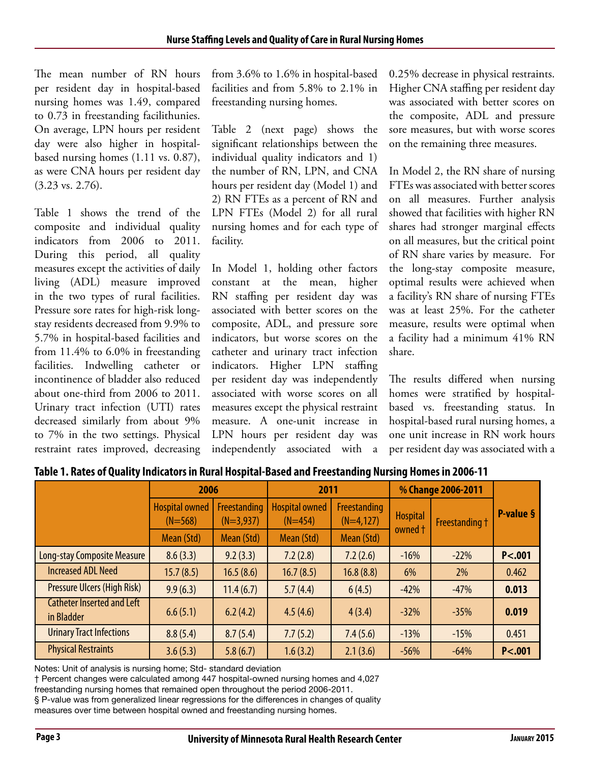The mean number of RN hours per resident day in hospital-based nursing homes was 1.49, compared to 0.73 in freestanding facilithunies. On average, LPN hours per resident day were also higher in hospital-based nursing homes (1.11 vs. 0.87), as were CNA hours per resident day (3.23 vs. 2.76).

Table 1 shows the trend of the composite and individual quality indicators from 2006 to 2011. During this period, all quality measures except the activities of daily living (ADL) measure improved in the two types of rural facilities. Pressure sore rates for high-risk long-stay residents decreased from 9.9% to 5.7% in hospital-based facilities and from 11.4% to 6.0% in freestanding facilities. Indwelling catheter or incontinence of bladder also reduced about one-third from 2006 to 2011. Urinary tract infection (UTI) rates decreased similarly from about 9% to 7% in the two settings. Physical restraint rates improved, decreasing from 3.6% to 1.6% in hospital-based facilities and from 5.8% to 2.1% in freestanding nursing homes.

Table 2 (next page) shows the significant relationships between the individual quality indicators and 1) the number of RN, LPN, and CNA hours per resident day (Model 1) and 2) RN FTEs as a percent of RN and LPN FTEs (Model 2) for all rural nursing homes and for each type of facility.

In Model 1, holding other factors constant at the mean, higher RN staffing per resident day was associated with better scores on the composite, ADL, and pressure sore indicators, but worse scores on the catheter and urinary tract infection indicators. Higher LPN staffing per resident day was independently associated with worse scores on all measures except the physical restraint measure. A one-unit increase in LPN hours per resident day was independently associated with a 0.25% decrease in physical restraints. Higher CNA staffing per resident day was associated with better scores on the composite, ADL and pressure sore measures, but with worse scores on the remaining three measures.

In Model 2, the RN share of nursing FTEs was associated with better scores on all measures. Further analysis showed that facilities with higher RN shares had stronger marginal effects on all measures, but the critical point of RN share varies by measure. For the long-stay composite measure, optimal results were achieved when a facility's RN share of nursing FTEs was at least 25%. For the catheter measure, results were optimal when a facility had a minimum 41% RN share.

The results differed when nursing homes were stratified by hospital-based vs. freestanding status. In hospital-based rural nursing homes, a one unit increase in RN work hours per resident day was associated with a

**Table 1. Rates of Quality Indicators in Rural Hospital-Based and Freestanding Nursing Homes in 2006-11**

| | 2006 | | 2011 | | % Change 2006-2011 | | P-value § |
|---|---|---|---|---|---|---|---|
| | Hospital owned (N=568) | Freestanding (N=3,937) | Hospital owned (N=454) | Freestanding (N=4,127) | Hospital owned † | Freestanding † | |
| | Mean (Std) | Mean (Std) | Mean (Std) | Mean (Std) | | | |
| Long-stay Composite Measure | 8.6 (3.3) | 9.2 (3.3) | 7.2 (2.8) | 7.2 (2.6) | -16% | -22% | **P<.001** |
| Increased ADL Need | 15.7 (8.5) | 16.5 (8.6) | 16.7 (8.5) | 16.8 (8.8) | 6% | 2% | 0.462 |
| Pressure Ulcers (High Risk) | 9.9 (6.3) | 11.4 (6.7) | 5.7 (4.4) | 6 (4.5) | -42% | -47% | **0.013** |
| Catheter Inserted and Left in Bladder | 6.6 (5.1) | 6.2 (4.2) | 4.5 (4.6) | 4 (3.4) | -32% | -35% | **0.019** |
| Urinary Tract Infections | 8.8 (5.4) | 8.7 (5.4) | 7.7 (5.2) | 7.4 (5.6) | -13% | -15% | 0.451 |
| Physical Restraints | 3.6 (5.3) | 5.8 (6.7) | 1.6 (3.2) | 2.1 (3.6) | -56% | -64% | **P<.001** |

Notes: Unit of analysis is nursing home; Std- standard deviation

† Percent changes were calculated among 447 hospital-owned nursing homes and 4,027 freestanding nursing homes that remained open throughout the period 2006-2011.

§ P-value was from generalized linear regressions for the differences in changes of quality measures over time between hospital owned and freestanding nursing homes.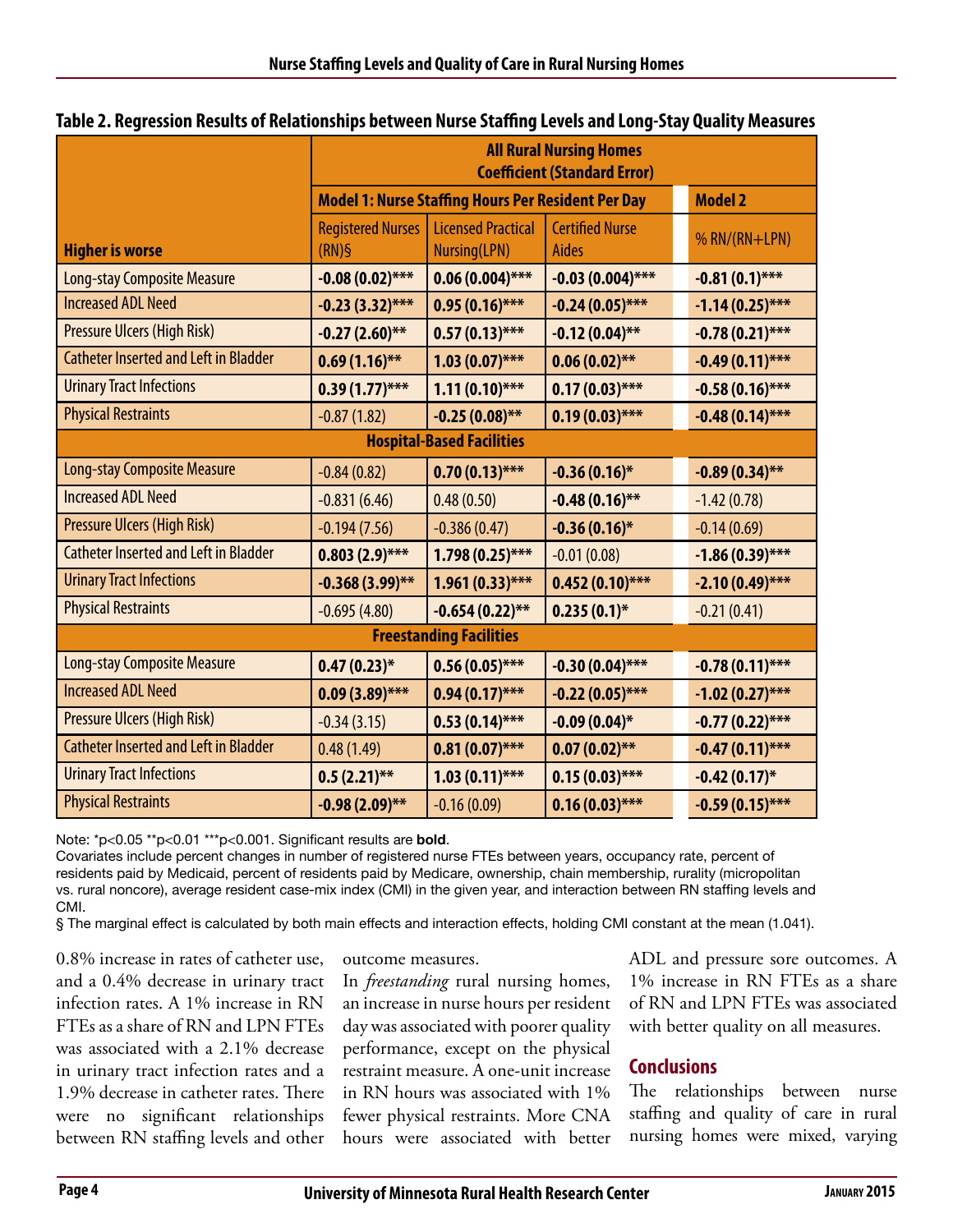**Table 2. Regression Results of Relationships between Nurse Staffing Levels and Long-Stay Quality Measures**

| Higher is worse | All Rural Nursing Homes Coefficient (Standard Error) | | | |
|---|---|---|---|---|
| | Model 1: Nurse Staffing Hours Per Resident Per Day | | | Model 2 |
| | Registered Nurses (RN)§ | Licensed Practical Nursing(LPN) | Certified Nurse Aides | % RN/(RN+LPN) |
| Long-stay Composite Measure | **-0.08 (0.02)*** ** | **0.06 (0.004)*** ** | **-0.03 (0.004)*** ** | **-0.81 (0.1)*** ** |
| Increased ADL Need | **-0.23 (3.32)*** ** | **0.95 (0.16)*** ** | **-0.24 (0.05)*** ** | **-1.14 (0.25)*** ** |
| Pressure Ulcers (High Risk) | **-0.27 (2.60)** ** | **0.57 (0.13)*** ** | **-0.12 (0.04)** ** | **-0.78 (0.21)*** ** |
| Catheter Inserted and Left in Bladder | **0.69 (1.16)** ** | **1.03 (0.07)*** ** | **0.06 (0.02)** ** | **-0.49 (0.11)*** ** |
| Urinary Tract Infections | **0.39 (1.77)*** ** | **1.11 (0.10)*** ** | **0.17 (0.03)*** ** | **-0.58 (0.16)*** ** |
| Physical Restraints | -0.87 (1.82) | **-0.25 (0.08)** ** | **0.19 (0.03)*** ** | **-0.48 (0.14)*** ** |
| **Hospital-Based Facilities** | | | | |
| Long-stay Composite Measure | -0.84 (0.82) | **0.70 (0.13)*** ** | **-0.36 (0.16)* ** | **-0.89 (0.34)** ** |
| Increased ADL Need | -0.831 (6.46) | 0.48 (0.50) | **-0.48 (0.16)** ** | -1.42 (0.78) |
| Pressure Ulcers (High Risk) | -0.194 (7.56) | -0.386 (0.47) | **-0.36 (0.16)* ** | -0.14 (0.69) |
| Catheter Inserted and Left in Bladder | **0.803 (2.9)*** ** | **1.798 (0.25)*** ** | -0.01 (0.08) | **-1.86 (0.39)*** ** |
| Urinary Tract Infections | **-0.368 (3.99)** ** | **1.961 (0.33)*** ** | **0.452 (0.10)*** ** | **-2.10 (0.49)*** ** |
| Physical Restraints | -0.695 (4.80) | **-0.654 (0.22)** ** | **0.235 (0.1)* ** | -0.21 (0.41) |
| **Freestanding Facilities** | | | | |
| Long-stay Composite Measure | **0.47 (0.23)* ** | **0.56 (0.05)*** ** | **-0.30 (0.04)*** ** | **-0.78 (0.11)*** ** |
| Increased ADL Need | **0.09 (3.89)*** ** | **0.94 (0.17)*** ** | **-0.22 (0.05)*** ** | **-1.02 (0.27)*** ** |
| Pressure Ulcers (High Risk) | -0.34 (3.15) | **0.53 (0.14)*** ** | **-0.09 (0.04)* ** | **-0.77 (0.22)*** ** |
| Catheter Inserted and Left in Bladder | 0.48 (1.49) | **0.81 (0.07)*** ** | **0.07 (0.02)** ** | **-0.47 (0.11)*** ** |
| Urinary Tract Infections | **0.5 (2.21)** ** | **1.03 (0.11)*** ** | **0.15 (0.03)*** ** | **-0.42 (0.17)* ** |
| Physical Restraints | **-0.98 (2.09)** ** | -0.16 (0.09) | **0.16 (0.03)*** ** | **-0.59 (0.15)*** ** |

Note: *p<0.05 **p<0.01 ***p<0.001. Significant results are **bold**.
Covariates include percent changes in number of registered nurse FTEs between years, occupancy rate, percent of residents paid by Medicaid, percent of residents paid by Medicare, ownership, chain membership, rurality (micropolitan vs. rural noncore), average resident case-mix index (CMI) in the given year, and interaction between RN staffing levels and CMI.
§ The marginal effect is calculated by both main effects and interaction effects, holding CMI constant at the mean (1.041).

0.8% increase in rates of catheter use, and a 0.4% decrease in urinary tract infection rates. A 1% increase in RN FTEs as a share of RN and LPN FTEs was associated with a 2.1% decrease in urinary tract infection rates and a 1.9% decrease in catheter rates. There were no significant relationships between RN staffing levels and other outcome measures.

In *freestanding* rural nursing homes, an increase in nurse hours per resident day was associated with poorer quality performance, except on the physical restraint measure. A one-unit increase in RN hours was associated with 1% fewer physical restraints. More CNA hours were associated with better ADL and pressure sore outcomes. A 1% increase in RN FTEs as a share of RN and LPN FTEs was associated with better quality on all measures.

## Conclusions

The relationships between nurse staffing and quality of care in rural nursing homes were mixed, varying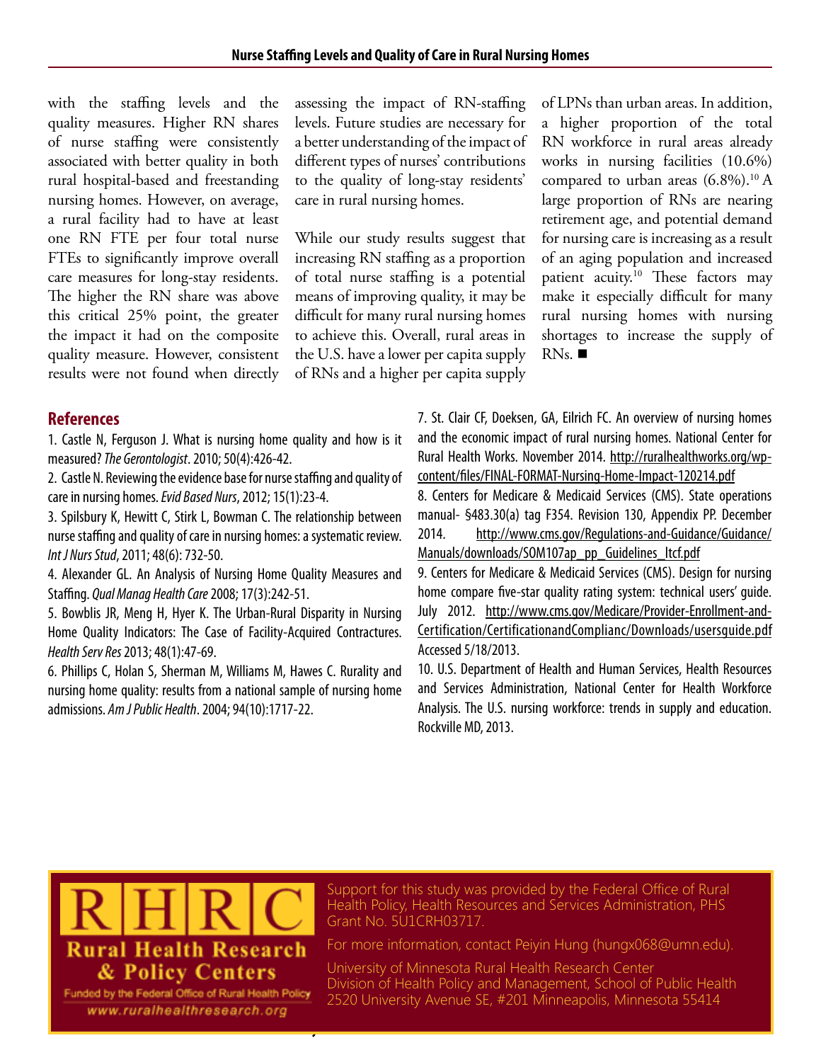with the staffing levels and the quality measures. Higher RN shares of nurse staffing were consistently associated with better quality in both rural hospital-based and freestanding nursing homes. However, on average, a rural facility had to have at least one RN FTE per four total nurse FTEs to significantly improve overall care measures for long-stay residents. The higher the RN share was above this critical 25% point, the greater the impact it had on the composite quality measure. However, consistent results were not found when directly assessing the impact of RN-staffing levels. Future studies are necessary for a better understanding of the impact of different types of nurses' contributions to the quality of long-stay residents' care in rural nursing homes.

While our study results suggest that increasing RN staffing as a proportion of total nurse staffing is a potential means of improving quality, it may be difficult for many rural nursing homes to achieve this. Overall, rural areas in the U.S. have a lower per capita supply of RNs and a higher per capita supply of LPNs than urban areas. In addition, a higher proportion of the total RN workforce in rural areas already works in nursing facilities (10.6%) compared to urban areas (6.8%).[10] A large proportion of RNs are nearing retirement age, and potential demand for nursing care is increasing as a result of an aging population and increased patient acuity.[10] These factors may make it especially difficult for many rural nursing homes with nursing shortages to increase the supply of RNs. ■

## References

1. Castle N, Ferguson J. What is nursing home quality and how is it measured? *The Gerontologist*. 2010; 50(4):426-42.
2. Castle N. Reviewing the evidence base for nurse staffing and quality of care in nursing homes. *Evid Based Nurs*, 2012; 15(1):23-4.
3. Spilsbury K, Hewitt C, Stirk L, Bowman C. The relationship between nurse staffing and quality of care in nursing homes: a systematic review. *Int J Nurs Stud*, 2011; 48(6): 732-50.
4. Alexander GL. An Analysis of Nursing Home Quality Measures and Staffing. *Qual Manag Health Care* 2008; 17(3):242-51.
5. Bowblis JR, Meng H, Hyer K. The Urban-Rural Disparity in Nursing Home Quality Indicators: The Case of Facility-Acquired Contractures. *Health Serv Res* 2013; 48(1):47-69.
6. Phillips C, Holan S, Sherman M, Williams M, Hawes C. Rurality and nursing home quality: results from a national sample of nursing home admissions. *Am J Public Health*. 2004; 94(10):1717-22.
7. St. Clair CF, Doeksen, GA, Eilrich FC. An overview of nursing homes and the economic impact of rural nursing homes. National Center for Rural Health Works. November 2014. http://ruralhealthworks.org/wp-content/files/FINAL-FORMAT-Nursing-Home-Impact-120214.pdf
8. Centers for Medicare & Medicaid Services (CMS). State operations manual- §483.30(a) tag F354. Revision 130, Appendix PP. December 2014. http://www.cms.gov/Regulations-and-Guidance/Guidance/Manuals/downloads/SOM107ap_pp_Guidelines_ltcf.pdf
9. Centers for Medicare & Medicaid Services (CMS). Design for nursing home compare five-star quality rating system: technical users' guide. July 2012. http://www.cms.gov/Medicare/Provider-Enrollment-and-Certification/CertificationandComplianc/Downloads/usersguide.pdf Accessed 5/18/2013.
10. U.S. Department of Health and Human Services, Health Resources and Services Administration, National Center for Health Workforce Analysis. The U.S. nursing workforce: trends in supply and education. Rockville MD, 2013.

RHRC
Rural Health Research & Policy Centers
Funded by the Federal Office of Rural Health Policy
www.ruralhealthresearch.org

Support for this study was provided by the Federal Office of Rural Health Policy, Health Resources and Services Administration, PHS Grant No. 5U1CRH03717.

For more information, contact Peiyin Hung (hungx068@umn.edu).

University of Minnesota Rural Health Research Center
Division of Health Policy and Management, School of Public Health
2520 University Avenue SE, #201 Minneapolis, Minnesota 55414